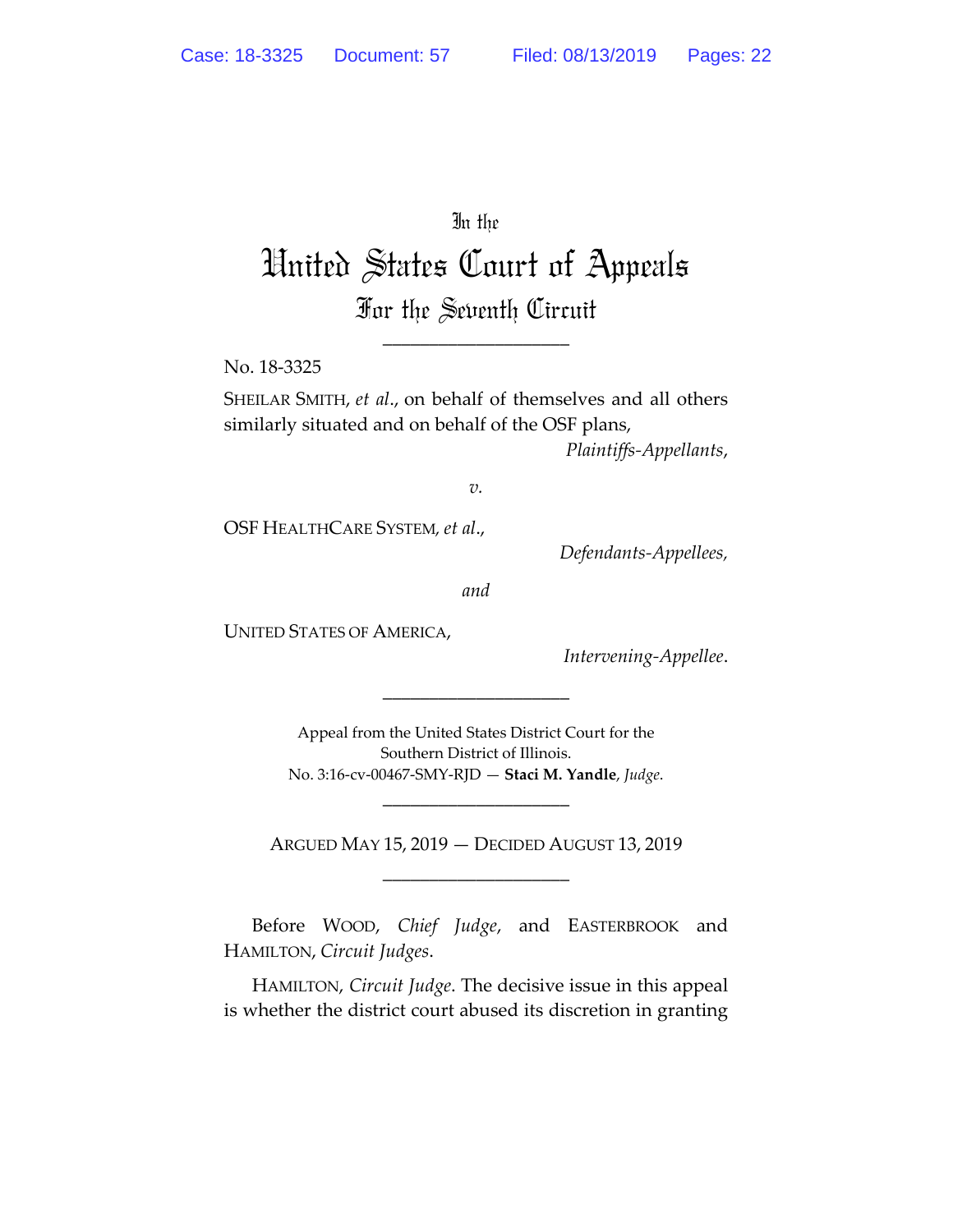In the

# United States Court of Appeals

## For the Seventh Circuit

\_\_\_\_\_\_\_\_\_\_\_\_\_\_\_\_\_\_\_\_

No. 18-3325

SHEILAR SMITH, *et al*., on behalf of themselves and all others similarly situated and on behalf of the OSF plans,

*Plaintiffs-Appellants*,

*v.*

OSF HEALTHCARE SYSTEM, *et al*.,

*Defendants-Appellees*,

*and*

UNITED STATES OF AMERICA,

*Intervening-Appellee*.

\_\_\_\_\_\_\_\_\_\_\_\_\_\_\_\_\_\_\_\_

Appeal from the United States District Court for the Southern District of Illinois.
No. 3:16-cv-00467-SMY-RJD — **Staci M. Yandle**, *Judge*.

\_\_\_\_\_\_\_\_\_\_\_\_\_\_\_\_\_\_\_\_

ARGUED MAY 15, 2019 — DECIDED AUGUST 13, 2019

\_\_\_\_\_\_\_\_\_\_\_\_\_\_\_\_\_\_\_\_

Before WOOD, *Chief Judge*, and EASTERBROOK and HAMILTON, *Circuit Judges*.

HAMILTON, *Circuit Judge*. The decisive issue in this appeal is whether the district court abused its discretion in granting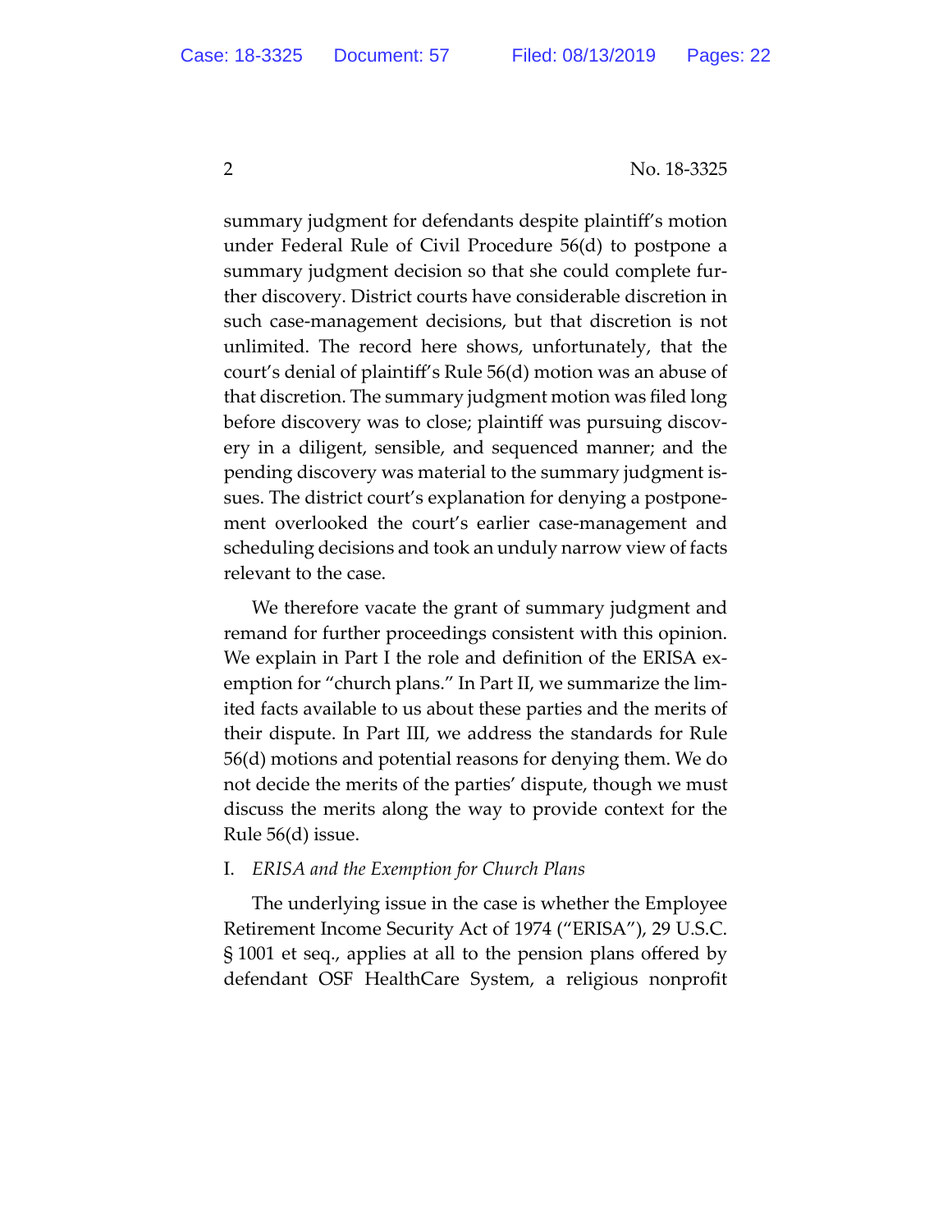summary judgment for defendants despite plaintiff's motion under Federal Rule of Civil Procedure 56(d) to postpone a summary judgment decision so that she could complete further discovery. District courts have considerable discretion in such case-management decisions, but that discretion is not unlimited. The record here shows, unfortunately, that the court's denial of plaintiff's Rule 56(d) motion was an abuse of that discretion. The summary judgment motion was filed long before discovery was to close; plaintiff was pursuing discovery in a diligent, sensible, and sequenced manner; and the pending discovery was material to the summary judgment issues. The district court's explanation for denying a postponement overlooked the court's earlier case-management and scheduling decisions and took an unduly narrow view of facts relevant to the case.

We therefore vacate the grant of summary judgment and remand for further proceedings consistent with this opinion. We explain in Part I the role and definition of the ERISA exemption for "church plans." In Part II, we summarize the limited facts available to us about these parties and the merits of their dispute. In Part III, we address the standards for Rule 56(d) motions and potential reasons for denying them. We do not decide the merits of the parties' dispute, though we must discuss the merits along the way to provide context for the Rule 56(d) issue.

## I. *ERISA and the Exemption for Church Plans*

The underlying issue in the case is whether the Employee Retirement Income Security Act of 1974 ("ERISA"), 29 U.S.C. § 1001 et seq., applies at all to the pension plans offered by defendant OSF HealthCare System, a religious nonprofit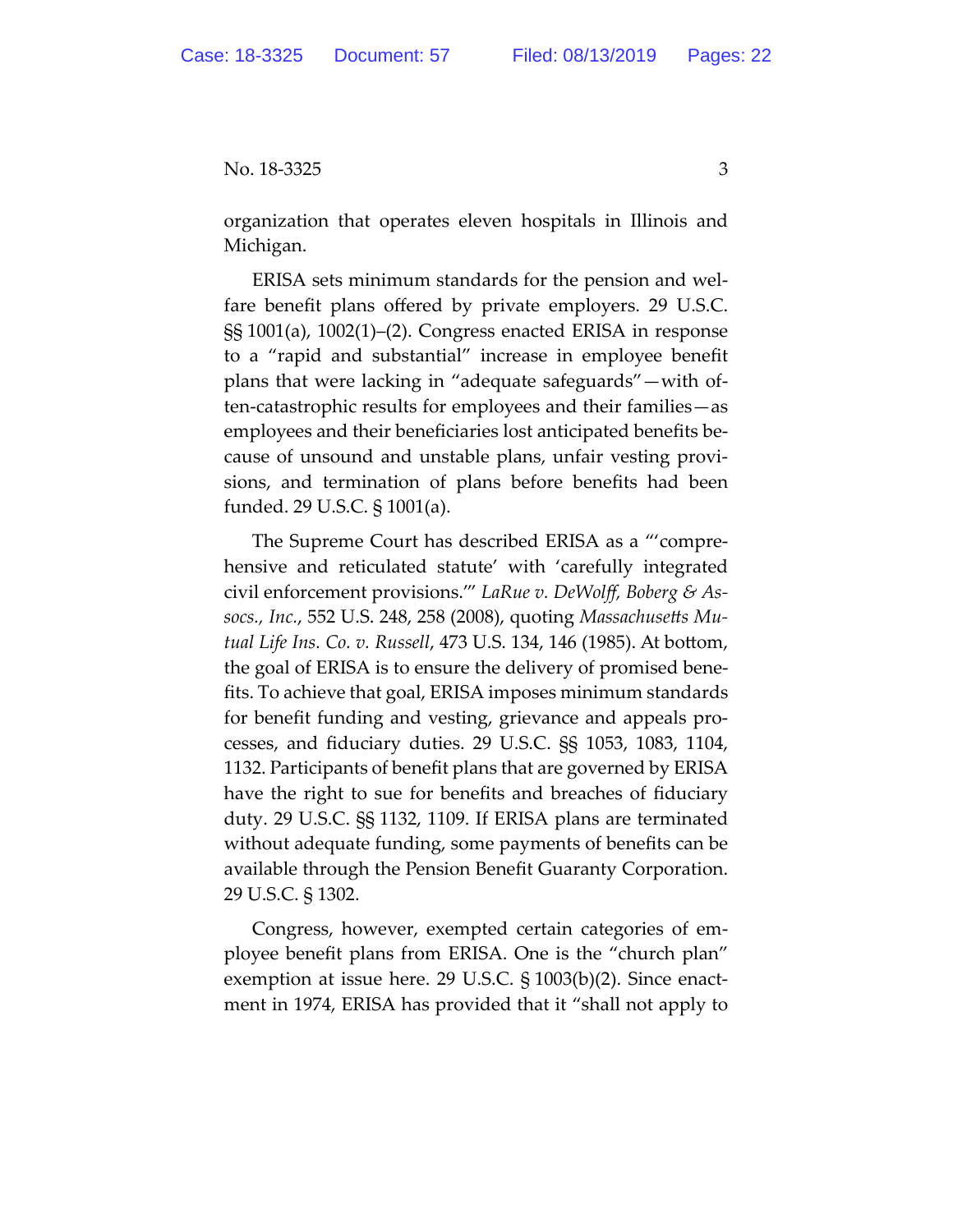organization that operates eleven hospitals in Illinois and Michigan.

ERISA sets minimum standards for the pension and welfare benefit plans offered by private employers. 29 U.S.C. §§ 1001(a), 1002(1)–(2). Congress enacted ERISA in response to a "rapid and substantial" increase in employee benefit plans that were lacking in "adequate safeguards"—with often-catastrophic results for employees and their families—as employees and their beneficiaries lost anticipated benefits because of unsound and unstable plans, unfair vesting provisions, and termination of plans before benefits had been funded. 29 U.S.C. § 1001(a).

The Supreme Court has described ERISA as a "'comprehensive and reticulated statute' with 'carefully integrated civil enforcement provisions.'" *LaRue v. DeWolff, Boberg & Assocs., Inc.*, 552 U.S. 248, 258 (2008), quoting *Massachusetts Mutual Life Ins. Co. v. Russell*, 473 U.S. 134, 146 (1985). At bottom, the goal of ERISA is to ensure the delivery of promised benefits. To achieve that goal, ERISA imposes minimum standards for benefit funding and vesting, grievance and appeals processes, and fiduciary duties. 29 U.S.C. §§ 1053, 1083, 1104, 1132. Participants of benefit plans that are governed by ERISA have the right to sue for benefits and breaches of fiduciary duty. 29 U.S.C. §§ 1132, 1109. If ERISA plans are terminated without adequate funding, some payments of benefits can be available through the Pension Benefit Guaranty Corporation. 29 U.S.C. § 1302.

Congress, however, exempted certain categories of employee benefit plans from ERISA. One is the "church plan" exemption at issue here. 29 U.S.C. § 1003(b)(2). Since enactment in 1974, ERISA has provided that it "shall not apply to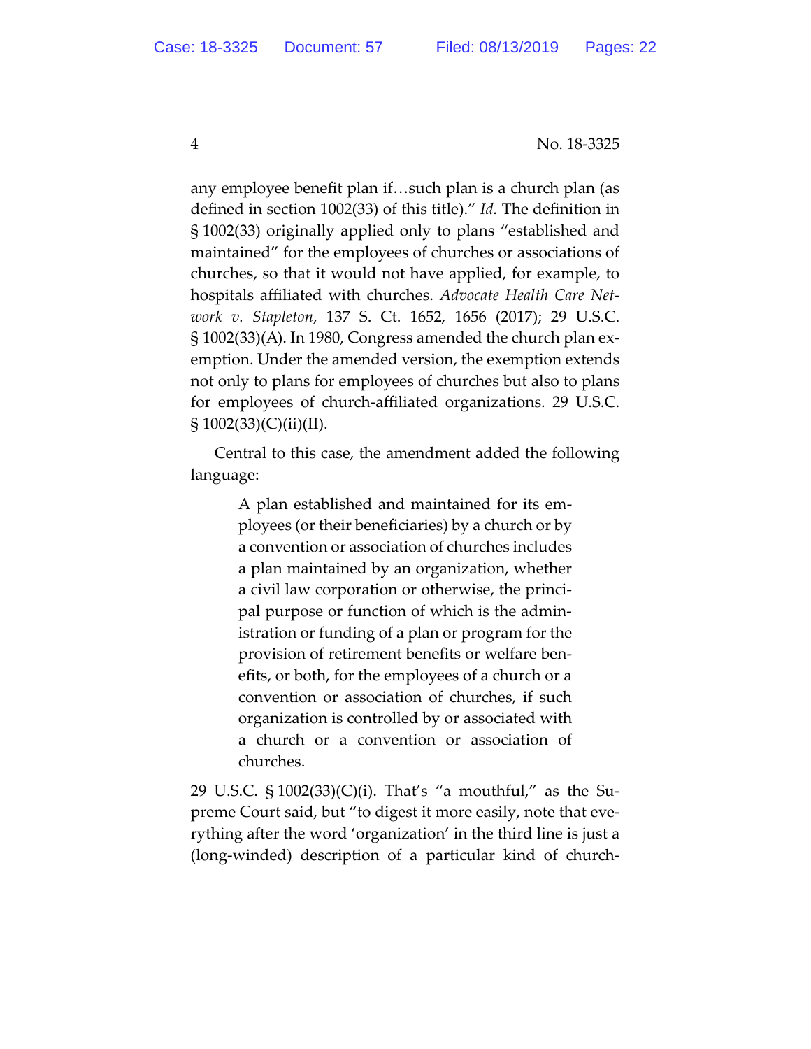any employee benefit plan if…such plan is a church plan (as defined in section 1002(33) of this title)." *Id.* The definition in § 1002(33) originally applied only to plans "established and maintained" for the employees of churches or associations of churches, so that it would not have applied, for example, to hospitals affiliated with churches. *Advocate Health Care Network v. Stapleton*, 137 S. Ct. 1652, 1656 (2017); 29 U.S.C. § 1002(33)(A). In 1980, Congress amended the church plan exemption. Under the amended version, the exemption extends not only to plans for employees of churches but also to plans for employees of church-affiliated organizations. 29 U.S.C. § 1002(33)(C)(ii)(II).

Central to this case, the amendment added the following language:

> A plan established and maintained for its employees (or their beneficiaries) by a church or by a convention or association of churches includes a plan maintained by an organization, whether a civil law corporation or otherwise, the principal purpose or function of which is the administration or funding of a plan or program for the provision of retirement benefits or welfare benefits, or both, for the employees of a church or a convention or association of churches, if such organization is controlled by or associated with a church or a convention or association of churches.

29 U.S.C. § 1002(33)(C)(i). That's "a mouthful," as the Supreme Court said, but "to digest it more easily, note that everything after the word 'organization' in the third line is just a (long-winded) description of a particular kind of church-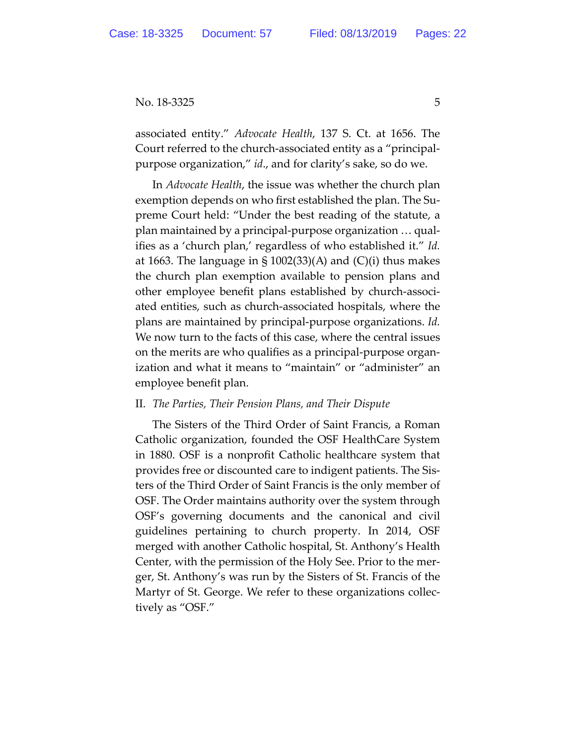associated entity." *Advocate Health*, 137 S. Ct. at 1656. The Court referred to the church-associated entity as a "principal-purpose organization," *id*., and for clarity's sake, so do we.

In *Advocate Health*, the issue was whether the church plan exemption depends on who first established the plan. The Supreme Court held: "Under the best reading of the statute, a plan maintained by a principal-purpose organization … qualifies as a 'church plan,' regardless of who established it." *Id.* at 1663. The language in § 1002(33)(A) and (C)(i) thus makes the church plan exemption available to pension plans and other employee benefit plans established by church-associated entities, such as church-associated hospitals, where the plans are maintained by principal-purpose organizations. *Id.* We now turn to the facts of this case, where the central issues on the merits are who qualifies as a principal-purpose organization and what it means to "maintain" or "administer" an employee benefit plan.

## II. *The Parties, Their Pension Plans, and Their Dispute*

The Sisters of the Third Order of Saint Francis, a Roman Catholic organization, founded the OSF HealthCare System in 1880. OSF is a nonprofit Catholic healthcare system that provides free or discounted care to indigent patients. The Sisters of the Third Order of Saint Francis is the only member of OSF. The Order maintains authority over the system through OSF's governing documents and the canonical and civil guidelines pertaining to church property. In 2014, OSF merged with another Catholic hospital, St. Anthony's Health Center, with the permission of the Holy See. Prior to the merger, St. Anthony's was run by the Sisters of St. Francis of the Martyr of St. George. We refer to these organizations collectively as "OSF."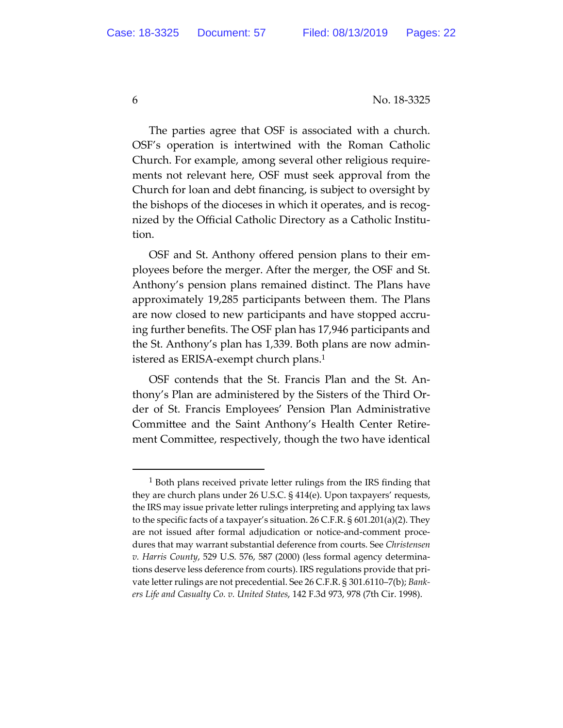The parties agree that OSF is associated with a church. OSF's operation is intertwined with the Roman Catholic Church. For example, among several other religious requirements not relevant here, OSF must seek approval from the Church for loan and debt financing, is subject to oversight by the bishops of the dioceses in which it operates, and is recognized by the Official Catholic Directory as a Catholic Institution.

OSF and St. Anthony offered pension plans to their employees before the merger. After the merger, the OSF and St. Anthony's pension plans remained distinct. The Plans have approximately 19,285 participants between them. The Plans are now closed to new participants and have stopped accruing further benefits. The OSF plan has 17,946 participants and the St. Anthony's plan has 1,339. Both plans are now administered as ERISA-exempt church plans.[1]

OSF contends that the St. Francis Plan and the St. Anthony's Plan are administered by the Sisters of the Third Order of St. Francis Employees' Pension Plan Administrative Committee and the Saint Anthony's Health Center Retirement Committee, respectively, though the two have identical

---

[1] Both plans received private letter rulings from the IRS finding that they are church plans under 26 U.S.C. § 414(e). Upon taxpayers' requests, the IRS may issue private letter rulings interpreting and applying tax laws to the specific facts of a taxpayer's situation. 26 C.F.R. § 601.201(a)(2). They are not issued after formal adjudication or notice-and-comment procedures that may warrant substantial deference from courts. See *Christensen v. Harris County*, 529 U.S. 576, 587 (2000) (less formal agency determinations deserve less deference from courts). IRS regulations provide that private letter rulings are not precedential. See 26 C.F.R. § 301.6110–7(b); *Bankers Life and Casualty Co. v. United States*, 142 F.3d 973, 978 (7th Cir. 1998).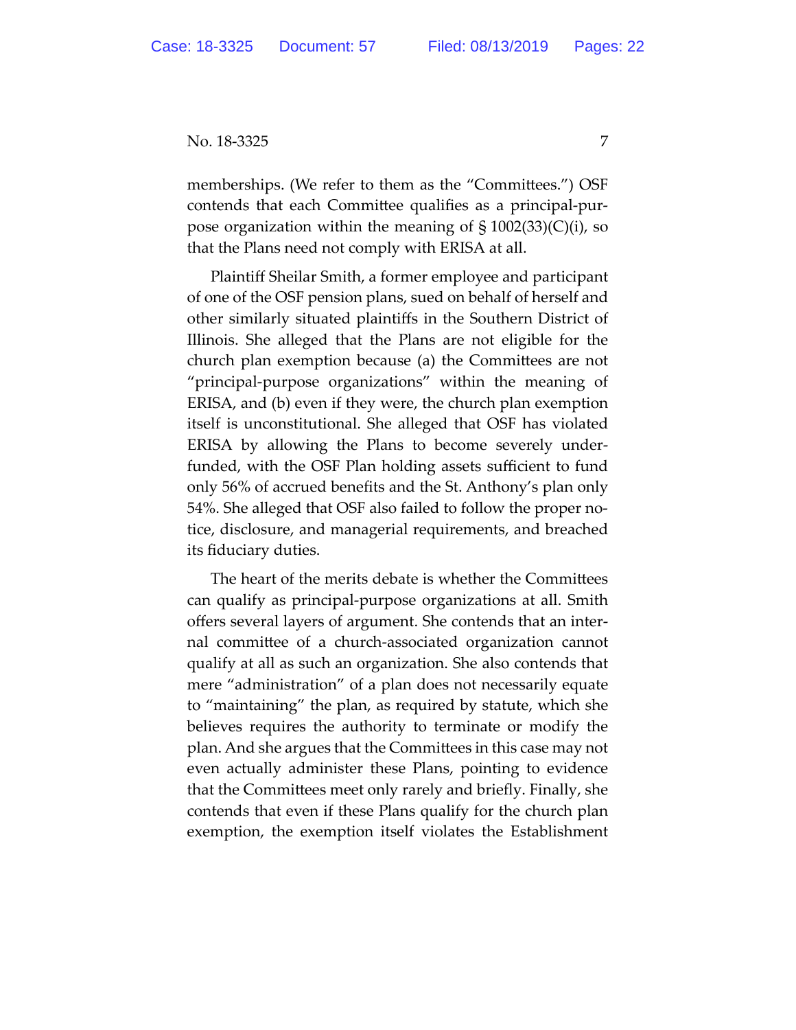memberships. (We refer to them as the "Committees.") OSF contends that each Committee qualifies as a principal-purpose organization within the meaning of § 1002(33)(C)(i), so that the Plans need not comply with ERISA at all.

Plaintiff Sheilar Smith, a former employee and participant of one of the OSF pension plans, sued on behalf of herself and other similarly situated plaintiffs in the Southern District of Illinois. She alleged that the Plans are not eligible for the church plan exemption because (a) the Committees are not "principal-purpose organizations" within the meaning of ERISA, and (b) even if they were, the church plan exemption itself is unconstitutional. She alleged that OSF has violated ERISA by allowing the Plans to become severely underfunded, with the OSF Plan holding assets sufficient to fund only 56% of accrued benefits and the St. Anthony's plan only 54%. She alleged that OSF also failed to follow the proper notice, disclosure, and managerial requirements, and breached its fiduciary duties.

The heart of the merits debate is whether the Committees can qualify as principal-purpose organizations at all. Smith offers several layers of argument. She contends that an internal committee of a church-associated organization cannot qualify at all as such an organization. She also contends that mere "administration" of a plan does not necessarily equate to "maintaining" the plan, as required by statute, which she believes requires the authority to terminate or modify the plan. And she argues that the Committees in this case may not even actually administer these Plans, pointing to evidence that the Committees meet only rarely and briefly. Finally, she contends that even if these Plans qualify for the church plan exemption, the exemption itself violates the Establishment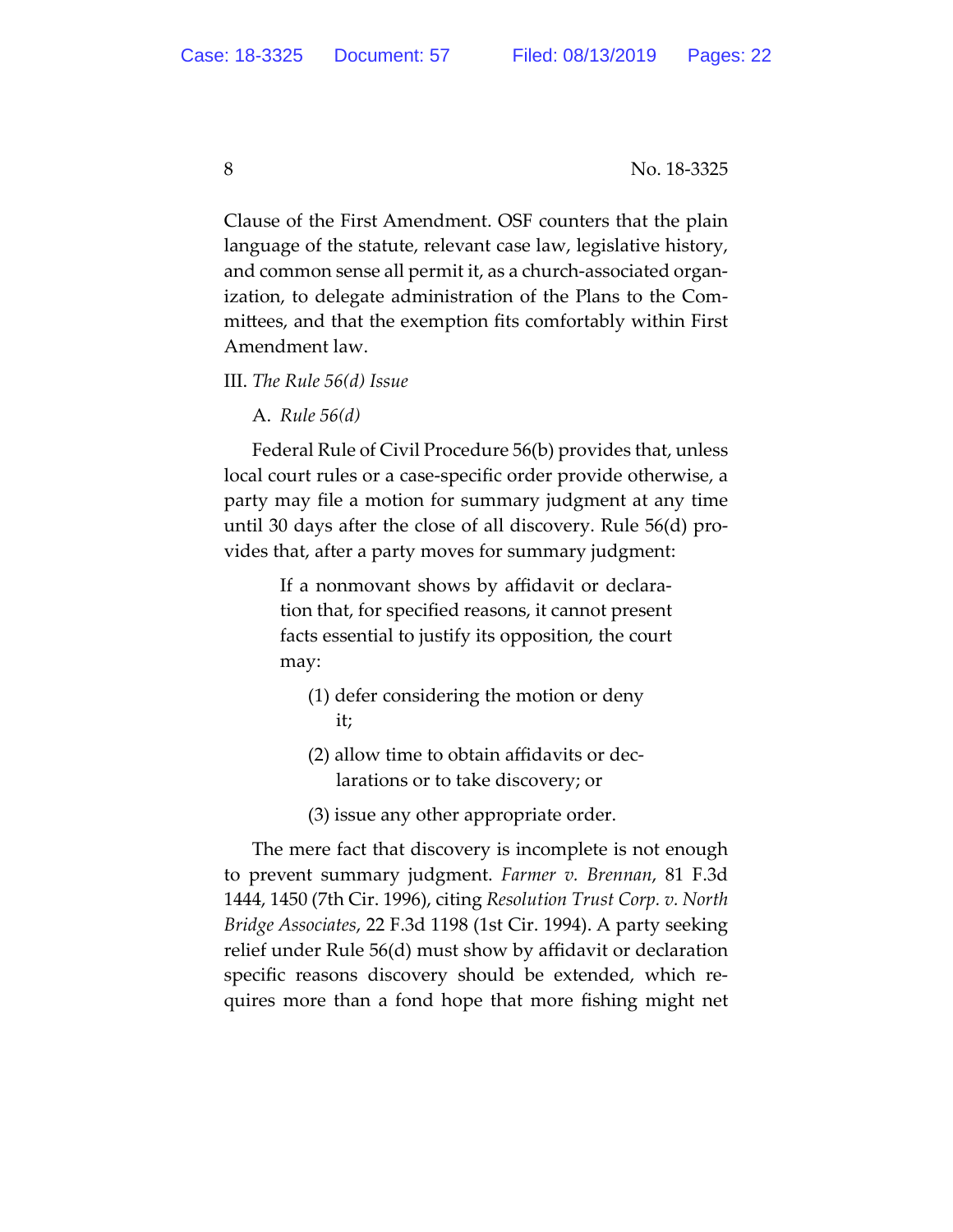Clause of the First Amendment. OSF counters that the plain language of the statute, relevant case law, legislative history, and common sense all permit it, as a church-associated organization, to delegate administration of the Plans to the Committees, and that the exemption fits comfortably within First Amendment law.

### III. *The Rule 56(d) Issue*

#### A. *Rule 56(d)*

Federal Rule of Civil Procedure 56(b) provides that, unless local court rules or a case-specific order provide otherwise, a party may file a motion for summary judgment at any time until 30 days after the close of all discovery. Rule 56(d) provides that, after a party moves for summary judgment:

> If a nonmovant shows by affidavit or declaration that, for specified reasons, it cannot present facts essential to justify its opposition, the court may:
>
> (1) defer considering the motion or deny it;
>
> (2) allow time to obtain affidavits or declarations or to take discovery; or
>
> (3) issue any other appropriate order.

The mere fact that discovery is incomplete is not enough to prevent summary judgment. *Farmer v. Brennan*, 81 F.3d 1444, 1450 (7th Cir. 1996), citing *Resolution Trust Corp. v. North Bridge Associates*, 22 F.3d 1198 (1st Cir. 1994). A party seeking relief under Rule 56(d) must show by affidavit or declaration specific reasons discovery should be extended, which requires more than a fond hope that more fishing might net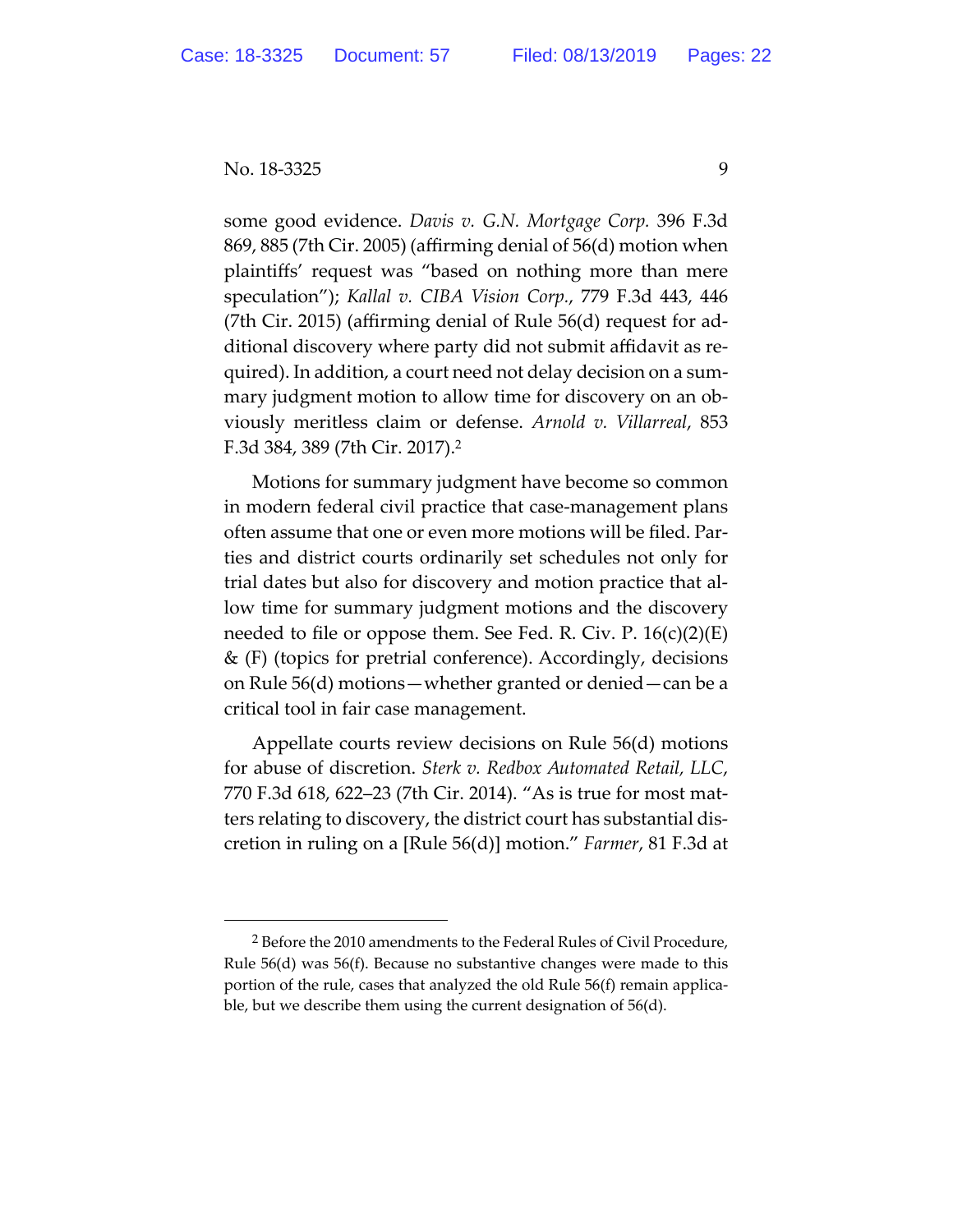some good evidence. *Davis v. G.N. Mortgage Corp.* 396 F.3d 869, 885 (7th Cir. 2005) (affirming denial of 56(d) motion when plaintiffs' request was "based on nothing more than mere speculation"); *Kallal v. CIBA Vision Corp.*, 779 F.3d 443, 446 (7th Cir. 2015) (affirming denial of Rule 56(d) request for additional discovery where party did not submit affidavit as required). In addition, a court need not delay decision on a summary judgment motion to allow time for discovery on an obviously meritless claim or defense. *Arnold v. Villarreal*, 853 F.3d 384, 389 (7th Cir. 2017).[2]

Motions for summary judgment have become so common in modern federal civil practice that case-management plans often assume that one or even more motions will be filed. Parties and district courts ordinarily set schedules not only for trial dates but also for discovery and motion practice that allow time for summary judgment motions and the discovery needed to file or oppose them. See Fed. R. Civ. P. 16(c)(2)(E) & (F) (topics for pretrial conference). Accordingly, decisions on Rule 56(d) motions—whether granted or denied—can be a critical tool in fair case management.

Appellate courts review decisions on Rule 56(d) motions for abuse of discretion. *Sterk v. Redbox Automated Retail, LLC*, 770 F.3d 618, 622–23 (7th Cir. 2014). "As is true for most matters relating to discovery, the district court has substantial discretion in ruling on a [Rule 56(d)] motion." *Farmer*, 81 F.3d at

---

[2] Before the 2010 amendments to the Federal Rules of Civil Procedure, Rule 56(d) was 56(f). Because no substantive changes were made to this portion of the rule, cases that analyzed the old Rule 56(f) remain applicable, but we describe them using the current designation of 56(d).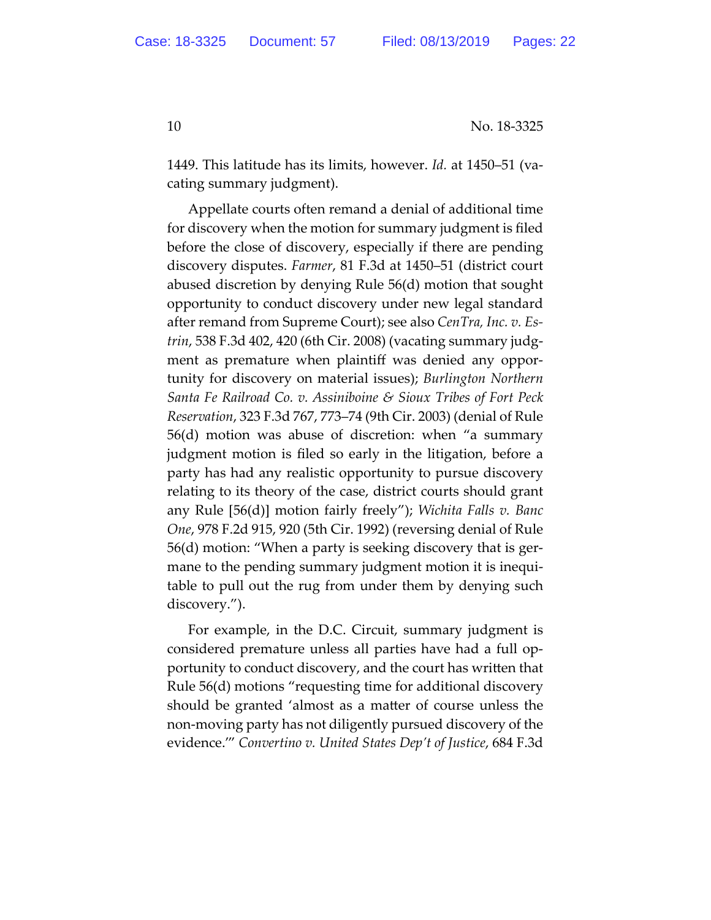1449. This latitude has its limits, however. *Id.* at 1450–51 (vacating summary judgment).

Appellate courts often remand a denial of additional time for discovery when the motion for summary judgment is filed before the close of discovery, especially if there are pending discovery disputes. *Farmer*, 81 F.3d at 1450–51 (district court abused discretion by denying Rule 56(d) motion that sought opportunity to conduct discovery under new legal standard after remand from Supreme Court); see also *CenTra, Inc. v. Estrin*, 538 F.3d 402, 420 (6th Cir. 2008) (vacating summary judgment as premature when plaintiff was denied any opportunity for discovery on material issues); *Burlington Northern Santa Fe Railroad Co. v. Assiniboine & Sioux Tribes of Fort Peck Reservation*, 323 F.3d 767, 773–74 (9th Cir. 2003) (denial of Rule 56(d) motion was abuse of discretion: when "a summary judgment motion is filed so early in the litigation, before a party has had any realistic opportunity to pursue discovery relating to its theory of the case, district courts should grant any Rule [56(d)] motion fairly freely"); *Wichita Falls v. Banc One*, 978 F.2d 915, 920 (5th Cir. 1992) (reversing denial of Rule 56(d) motion: "When a party is seeking discovery that is germane to the pending summary judgment motion it is inequitable to pull out the rug from under them by denying such discovery.").

For example, in the D.C. Circuit, summary judgment is considered premature unless all parties have had a full opportunity to conduct discovery, and the court has written that Rule 56(d) motions "requesting time for additional discovery should be granted 'almost as a matter of course unless the non-moving party has not diligently pursued discovery of the evidence.'" *Convertino v. United States Dep't of Justice*, 684 F.3d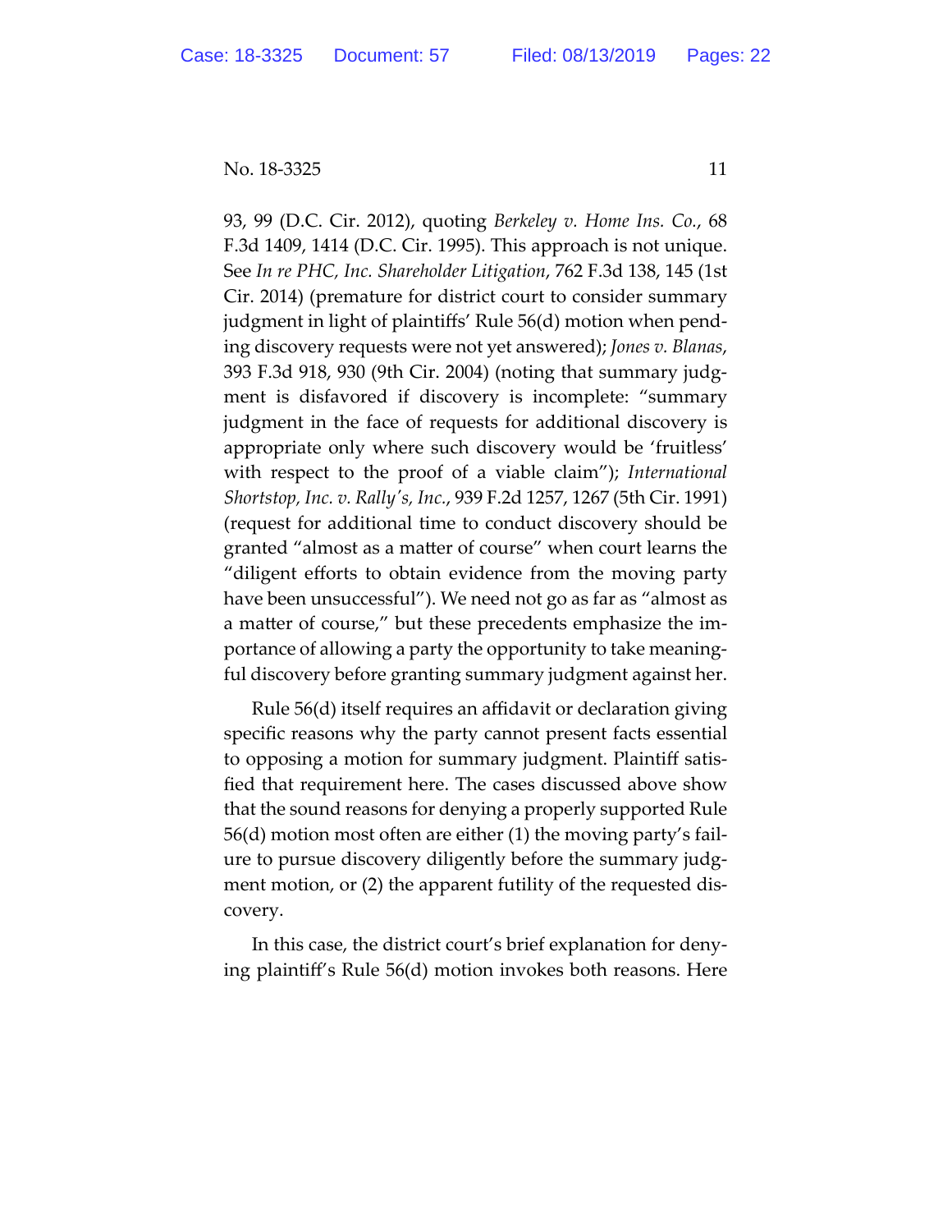93, 99 (D.C. Cir. 2012), quoting *Berkeley v. Home Ins. Co.*, 68 F.3d 1409, 1414 (D.C. Cir. 1995). This approach is not unique. See *In re PHC, Inc. Shareholder Litigation*, 762 F.3d 138, 145 (1st Cir. 2014) (premature for district court to consider summary judgment in light of plaintiffs' Rule 56(d) motion when pending discovery requests were not yet answered); *Jones v. Blanas*, 393 F.3d 918, 930 (9th Cir. 2004) (noting that summary judgment is disfavored if discovery is incomplete: "summary judgment in the face of requests for additional discovery is appropriate only where such discovery would be 'fruitless' with respect to the proof of a viable claim"); *International Shortstop, Inc. v. Rally's, Inc.*, 939 F.2d 1257, 1267 (5th Cir. 1991) (request for additional time to conduct discovery should be granted "almost as a matter of course" when court learns the "diligent efforts to obtain evidence from the moving party have been unsuccessful"). We need not go as far as "almost as a matter of course," but these precedents emphasize the importance of allowing a party the opportunity to take meaningful discovery before granting summary judgment against her.

Rule 56(d) itself requires an affidavit or declaration giving specific reasons why the party cannot present facts essential to opposing a motion for summary judgment. Plaintiff satisfied that requirement here. The cases discussed above show that the sound reasons for denying a properly supported Rule 56(d) motion most often are either (1) the moving party's failure to pursue discovery diligently before the summary judgment motion, or (2) the apparent futility of the requested discovery.

In this case, the district court's brief explanation for denying plaintiff's Rule 56(d) motion invokes both reasons. Here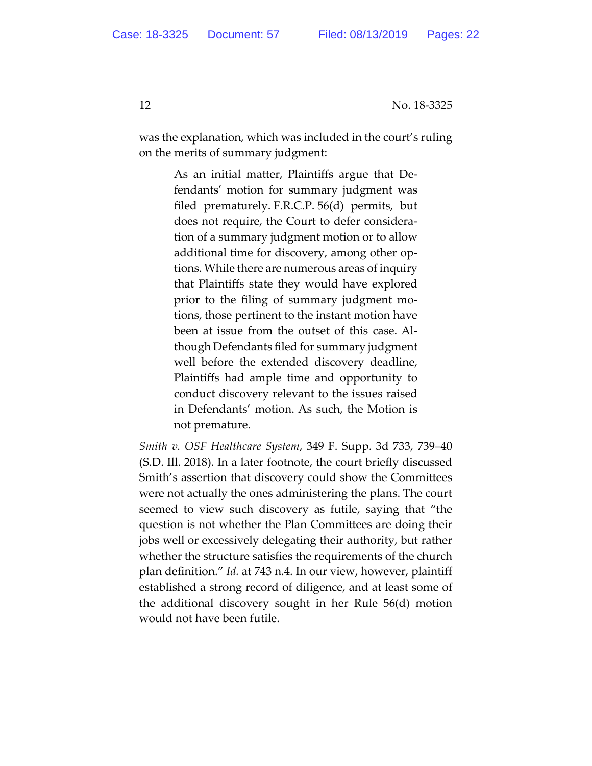was the explanation, which was included in the court's ruling on the merits of summary judgment:

> As an initial matter, Plaintiffs argue that Defendants' motion for summary judgment was filed prematurely. F.R.C.P. 56(d) permits, but does not require, the Court to defer consideration of a summary judgment motion or to allow additional time for discovery, among other options. While there are numerous areas of inquiry that Plaintiffs state they would have explored prior to the filing of summary judgment motions, those pertinent to the instant motion have been at issue from the outset of this case. Although Defendants filed for summary judgment well before the extended discovery deadline, Plaintiffs had ample time and opportunity to conduct discovery relevant to the issues raised in Defendants' motion. As such, the Motion is not premature.

*Smith v. OSF Healthcare System*, 349 F. Supp. 3d 733, 739–40 (S.D. Ill. 2018). In a later footnote, the court briefly discussed Smith's assertion that discovery could show the Committees were not actually the ones administering the plans. The court seemed to view such discovery as futile, saying that "the question is not whether the Plan Committees are doing their jobs well or excessively delegating their authority, but rather whether the structure satisfies the requirements of the church plan definition." *Id.* at 743 n.4. In our view, however, plaintiff established a strong record of diligence, and at least some of the additional discovery sought in her Rule 56(d) motion would not have been futile.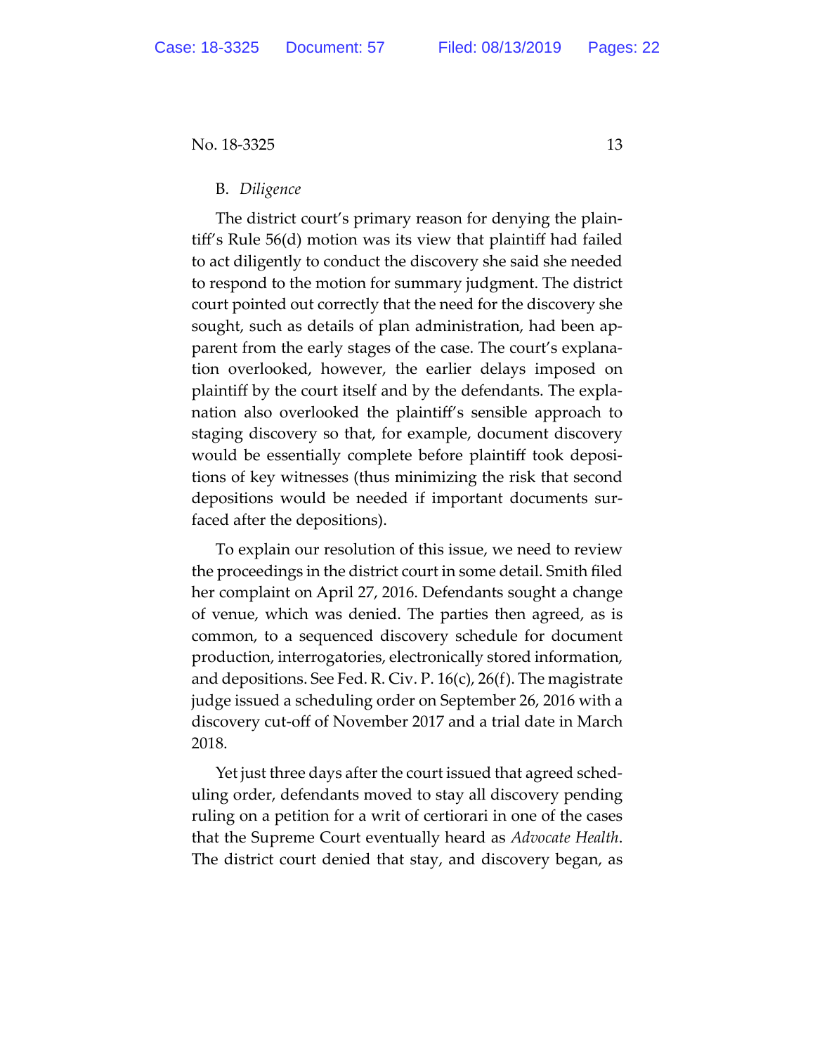### B. *Diligence*

The district court's primary reason for denying the plaintiff's Rule 56(d) motion was its view that plaintiff had failed to act diligently to conduct the discovery she said she needed to respond to the motion for summary judgment. The district court pointed out correctly that the need for the discovery she sought, such as details of plan administration, had been apparent from the early stages of the case. The court's explanation overlooked, however, the earlier delays imposed on plaintiff by the court itself and by the defendants. The explanation also overlooked the plaintiff's sensible approach to staging discovery so that, for example, document discovery would be essentially complete before plaintiff took depositions of key witnesses (thus minimizing the risk that second depositions would be needed if important documents surfaced after the depositions).

To explain our resolution of this issue, we need to review the proceedings in the district court in some detail. Smith filed her complaint on April 27, 2016. Defendants sought a change of venue, which was denied. The parties then agreed, as is common, to a sequenced discovery schedule for document production, interrogatories, electronically stored information, and depositions. See Fed. R. Civ. P. 16(c), 26(f). The magistrate judge issued a scheduling order on September 26, 2016 with a discovery cut-off of November 2017 and a trial date in March 2018.

Yet just three days after the court issued that agreed scheduling order, defendants moved to stay all discovery pending ruling on a petition for a writ of certiorari in one of the cases that the Supreme Court eventually heard as *Advocate Health*. The district court denied that stay, and discovery began, as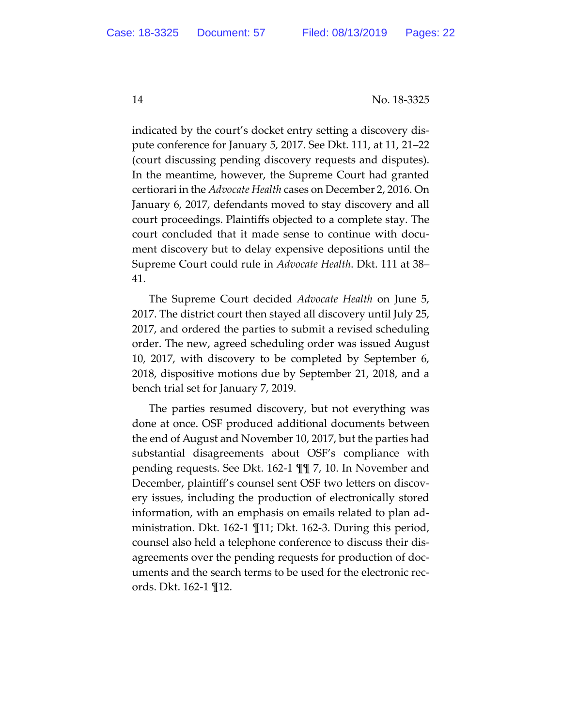indicated by the court's docket entry setting a discovery dispute conference for January 5, 2017. See Dkt. 111, at 11, 21–22 (court discussing pending discovery requests and disputes). In the meantime, however, the Supreme Court had granted certiorari in the *Advocate Health* cases on December 2, 2016. On January 6, 2017, defendants moved to stay discovery and all court proceedings. Plaintiffs objected to a complete stay. The court concluded that it made sense to continue with document discovery but to delay expensive depositions until the Supreme Court could rule in *Advocate Health*. Dkt. 111 at 38–41.

The Supreme Court decided *Advocate Health* on June 5, 2017. The district court then stayed all discovery until July 25, 2017, and ordered the parties to submit a revised scheduling order. The new, agreed scheduling order was issued August 10, 2017, with discovery to be completed by September 6, 2018, dispositive motions due by September 21, 2018, and a bench trial set for January 7, 2019.

The parties resumed discovery, but not everything was done at once. OSF produced additional documents between the end of August and November 10, 2017, but the parties had substantial disagreements about OSF's compliance with pending requests. See Dkt. 162-1 ¶¶ 7, 10. In November and December, plaintiff's counsel sent OSF two letters on discovery issues, including the production of electronically stored information, with an emphasis on emails related to plan administration. Dkt. 162-1 ¶11; Dkt. 162-3. During this period, counsel also held a telephone conference to discuss their disagreements over the pending requests for production of documents and the search terms to be used for the electronic records. Dkt. 162-1 ¶12.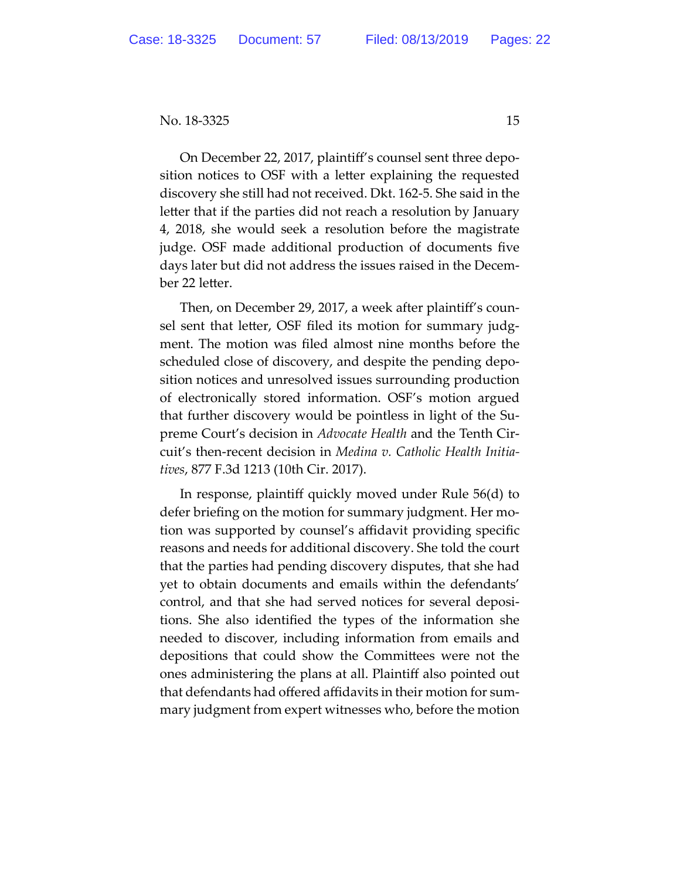On December 22, 2017, plaintiff's counsel sent three deposition notices to OSF with a letter explaining the requested discovery she still had not received. Dkt. 162-5. She said in the letter that if the parties did not reach a resolution by January 4, 2018, she would seek a resolution before the magistrate judge. OSF made additional production of documents five days later but did not address the issues raised in the December 22 letter.

Then, on December 29, 2017, a week after plaintiff's counsel sent that letter, OSF filed its motion for summary judgment. The motion was filed almost nine months before the scheduled close of discovery, and despite the pending deposition notices and unresolved issues surrounding production of electronically stored information. OSF's motion argued that further discovery would be pointless in light of the Supreme Court's decision in *Advocate Health* and the Tenth Circuit's then-recent decision in *Medina v. Catholic Health Initiatives*, 877 F.3d 1213 (10th Cir. 2017).

In response, plaintiff quickly moved under Rule 56(d) to defer briefing on the motion for summary judgment. Her motion was supported by counsel's affidavit providing specific reasons and needs for additional discovery. She told the court that the parties had pending discovery disputes, that she had yet to obtain documents and emails within the defendants' control, and that she had served notices for several depositions. She also identified the types of the information she needed to discover, including information from emails and depositions that could show the Committees were not the ones administering the plans at all. Plaintiff also pointed out that defendants had offered affidavits in their motion for summary judgment from expert witnesses who, before the motion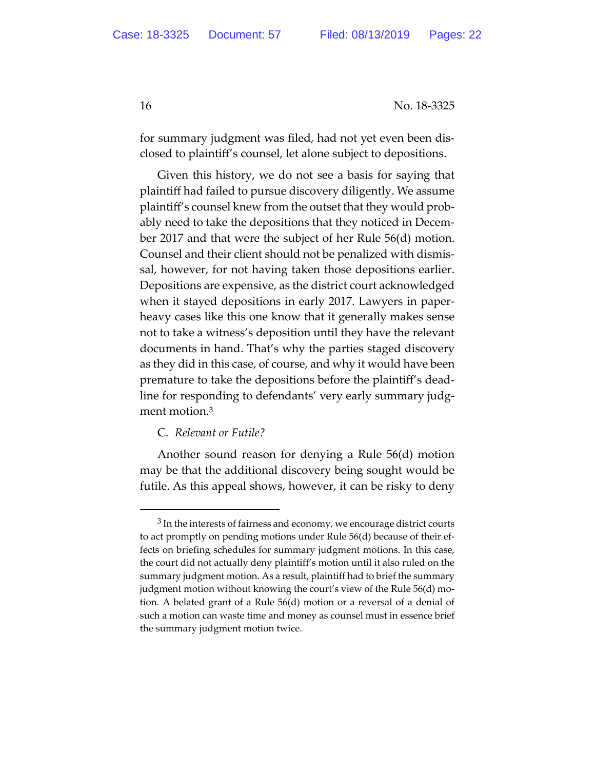for summary judgment was filed, had not yet even been disclosed to plaintiff's counsel, let alone subject to depositions.

Given this history, we do not see a basis for saying that plaintiff had failed to pursue discovery diligently. We assume plaintiff's counsel knew from the outset that they would probably need to take the depositions that they noticed in December 2017 and that were the subject of her Rule 56(d) motion. Counsel and their client should not be penalized with dismissal, however, for not having taken those depositions earlier. Depositions are expensive, as the district court acknowledged when it stayed depositions in early 2017. Lawyers in paper-heavy cases like this one know that it generally makes sense not to take a witness's deposition until they have the relevant documents in hand. That's why the parties staged discovery as they did in this case, of course, and why it would have been premature to take the depositions before the plaintiff's deadline for responding to defendants' very early summary judgment motion.[3]

C. *Relevant or Futile?*

Another sound reason for denying a Rule 56(d) motion may be that the additional discovery being sought would be futile. As this appeal shows, however, it can be risky to deny

[3] In the interests of fairness and economy, we encourage district courts to act promptly on pending motions under Rule 56(d) because of their effects on briefing schedules for summary judgment motions. In this case, the court did not actually deny plaintiff's motion until it also ruled on the summary judgment motion. As a result, plaintiff had to brief the summary judgment motion without knowing the court's view of the Rule 56(d) motion. A belated grant of a Rule 56(d) motion or a reversal of a denial of such a motion can waste time and money as counsel must in essence brief the summary judgment motion twice.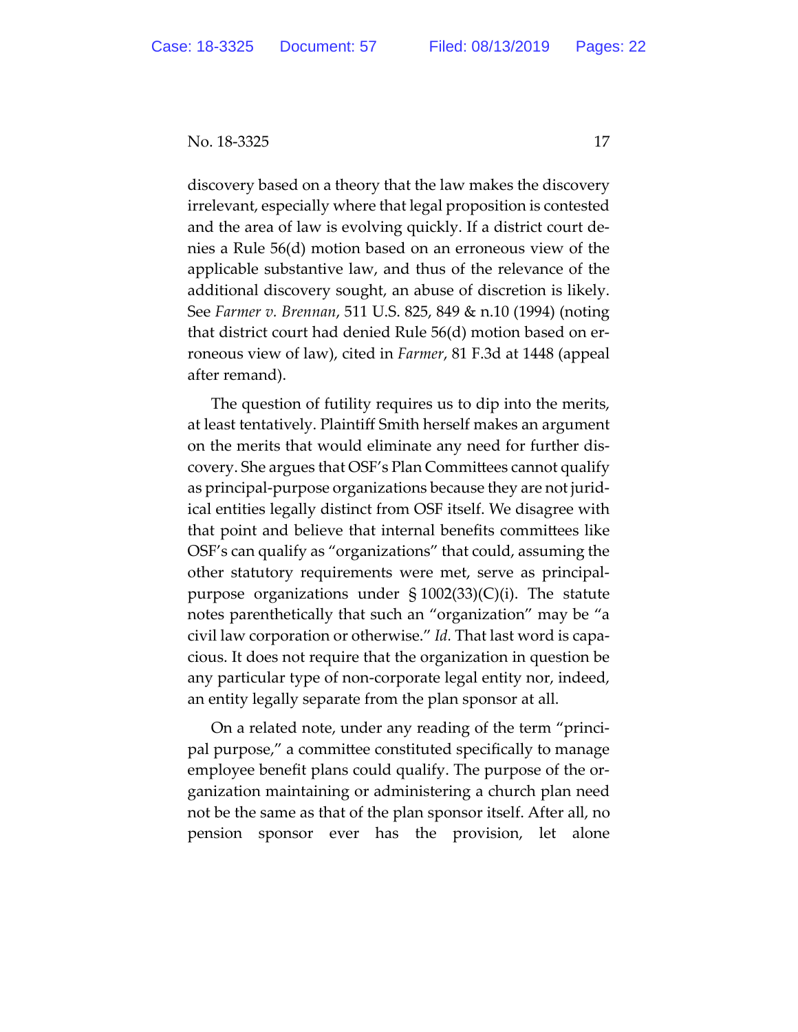discovery based on a theory that the law makes the discovery irrelevant, especially where that legal proposition is contested and the area of law is evolving quickly. If a district court denies a Rule 56(d) motion based on an erroneous view of the applicable substantive law, and thus of the relevance of the additional discovery sought, an abuse of discretion is likely. See *Farmer v. Brennan*, 511 U.S. 825, 849 & n.10 (1994) (noting that district court had denied Rule 56(d) motion based on erroneous view of law), cited in *Farmer*, 81 F.3d at 1448 (appeal after remand).

The question of futility requires us to dip into the merits, at least tentatively. Plaintiff Smith herself makes an argument on the merits that would eliminate any need for further discovery. She argues that OSF's Plan Committees cannot qualify as principal-purpose organizations because they are not juridical entities legally distinct from OSF itself. We disagree with that point and believe that internal benefits committees like OSF's can qualify as "organizations" that could, assuming the other statutory requirements were met, serve as principal-purpose organizations under § 1002(33)(C)(i). The statute notes parenthetically that such an "organization" may be "a civil law corporation or otherwise." *Id.* That last word is capacious. It does not require that the organization in question be any particular type of non-corporate legal entity nor, indeed, an entity legally separate from the plan sponsor at all.

On a related note, under any reading of the term "principal purpose," a committee constituted specifically to manage employee benefit plans could qualify. The purpose of the organization maintaining or administering a church plan need not be the same as that of the plan sponsor itself. After all, no pension sponsor ever has the provision, let alone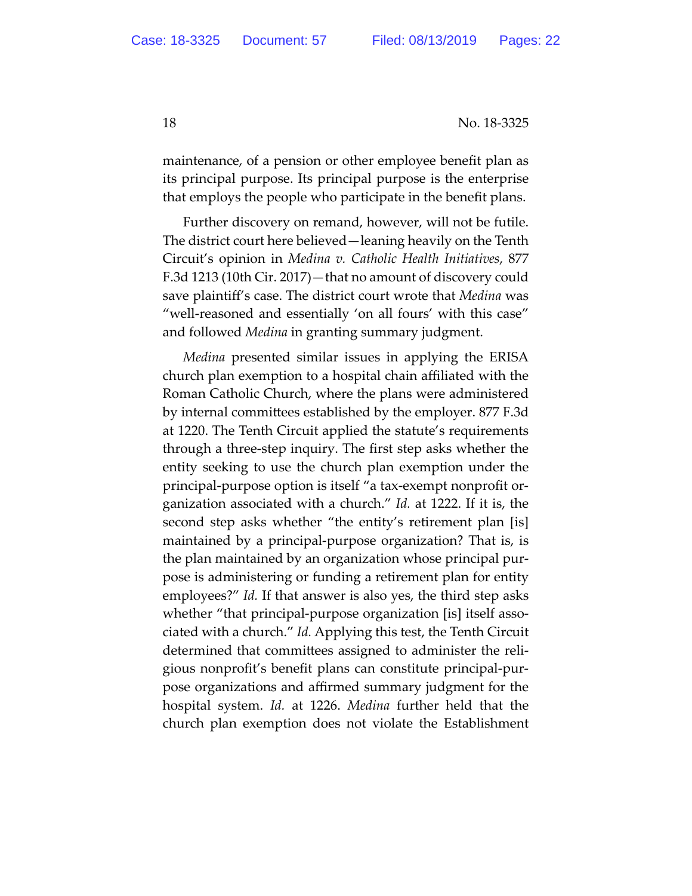maintenance, of a pension or other employee benefit plan as its principal purpose. Its principal purpose is the enterprise that employs the people who participate in the benefit plans.

Further discovery on remand, however, will not be futile. The district court here believed—leaning heavily on the Tenth Circuit's opinion in *Medina v. Catholic Health Initiatives*, 877 F.3d 1213 (10th Cir. 2017)—that no amount of discovery could save plaintiff's case. The district court wrote that *Medina* was "well-reasoned and essentially 'on all fours' with this case" and followed *Medina* in granting summary judgment.

*Medina* presented similar issues in applying the ERISA church plan exemption to a hospital chain affiliated with the Roman Catholic Church, where the plans were administered by internal committees established by the employer. 877 F.3d at 1220. The Tenth Circuit applied the statute's requirements through a three-step inquiry. The first step asks whether the entity seeking to use the church plan exemption under the principal-purpose option is itself "a tax-exempt nonprofit organization associated with a church." *Id.* at 1222. If it is, the second step asks whether "the entity's retirement plan [is] maintained by a principal-purpose organization? That is, is the plan maintained by an organization whose principal purpose is administering or funding a retirement plan for entity employees?" *Id.* If that answer is also yes, the third step asks whether "that principal-purpose organization [is] itself associated with a church." *Id.* Applying this test, the Tenth Circuit determined that committees assigned to administer the religious nonprofit's benefit plans can constitute principal-purpose organizations and affirmed summary judgment for the hospital system. *Id.* at 1226. *Medina* further held that the church plan exemption does not violate the Establishment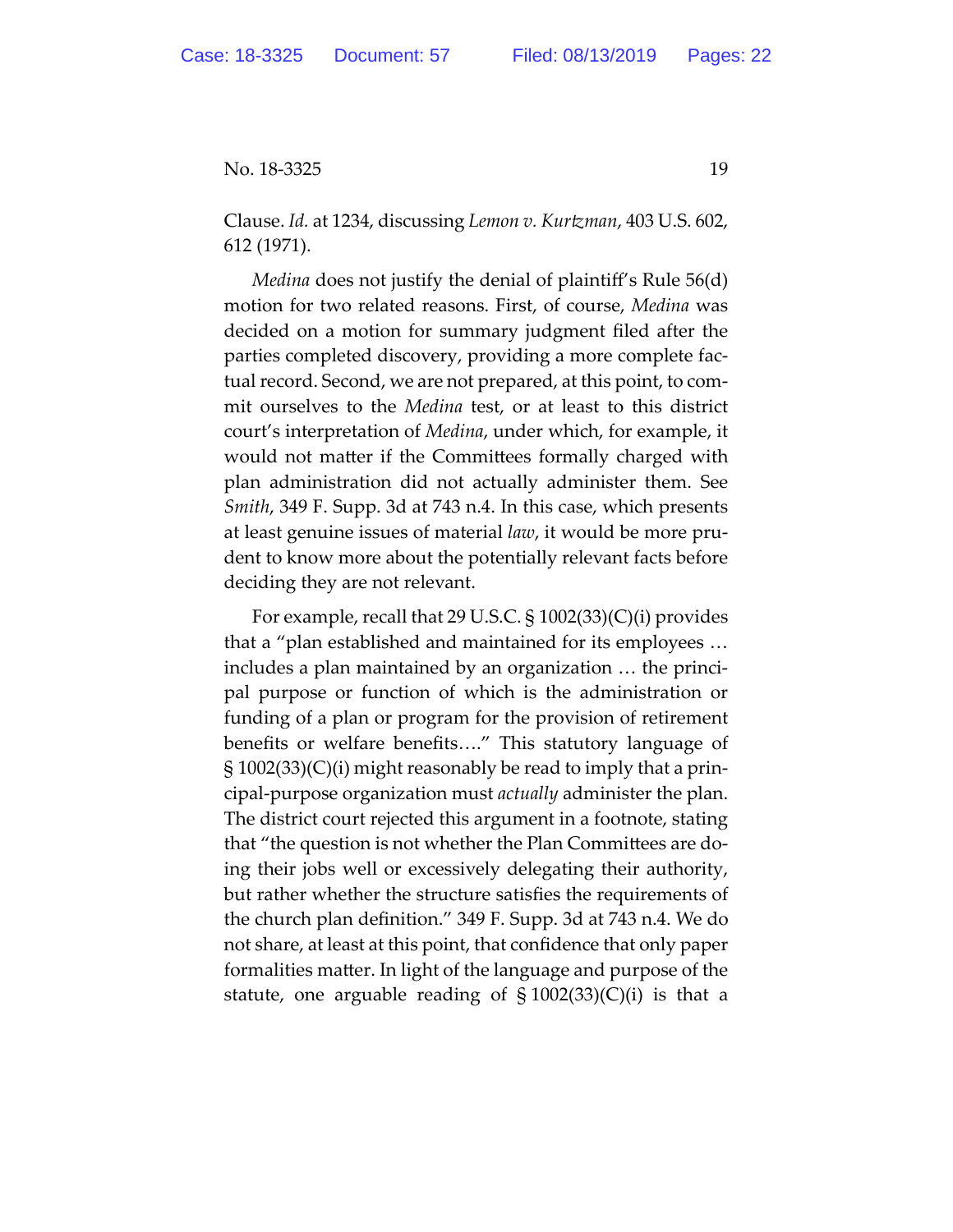Clause. *Id.* at 1234, discussing *Lemon v. Kurtzman*, 403 U.S. 602, 612 (1971).

*Medina* does not justify the denial of plaintiff's Rule 56(d) motion for two related reasons. First, of course, *Medina* was decided on a motion for summary judgment filed after the parties completed discovery, providing a more complete factual record. Second, we are not prepared, at this point, to commit ourselves to the *Medina* test, or at least to this district court's interpretation of *Medina*, under which, for example, it would not matter if the Committees formally charged with plan administration did not actually administer them. See *Smith*, 349 F. Supp. 3d at 743 n.4. In this case, which presents at least genuine issues of material *law*, it would be more prudent to know more about the potentially relevant facts before deciding they are not relevant.

For example, recall that 29 U.S.C. § 1002(33)(C)(i) provides that a "plan established and maintained for its employees … includes a plan maintained by an organization … the principal purpose or function of which is the administration or funding of a plan or program for the provision of retirement benefits or welfare benefits…." This statutory language of § 1002(33)(C)(i) might reasonably be read to imply that a principal-purpose organization must *actually* administer the plan. The district court rejected this argument in a footnote, stating that "the question is not whether the Plan Committees are doing their jobs well or excessively delegating their authority, but rather whether the structure satisfies the requirements of the church plan definition." 349 F. Supp. 3d at 743 n.4. We do not share, at least at this point, that confidence that only paper formalities matter. In light of the language and purpose of the statute, one arguable reading of § 1002(33)(C)(i) is that a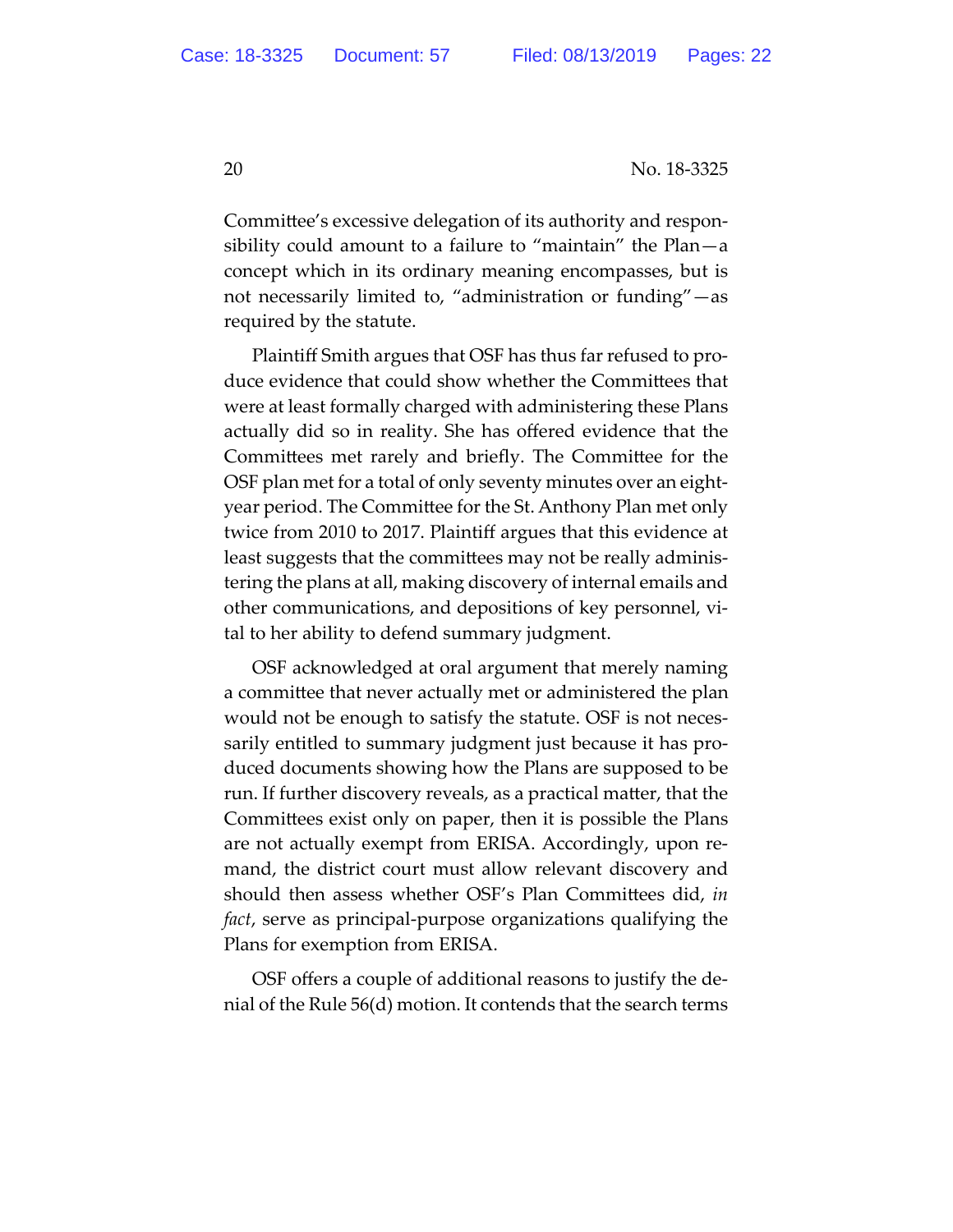Committee's excessive delegation of its authority and responsibility could amount to a failure to "maintain" the Plan—a concept which in its ordinary meaning encompasses, but is not necessarily limited to, "administration or funding"—as required by the statute.

Plaintiff Smith argues that OSF has thus far refused to produce evidence that could show whether the Committees that were at least formally charged with administering these Plans actually did so in reality. She has offered evidence that the Committees met rarely and briefly. The Committee for the OSF plan met for a total of only seventy minutes over an eight-year period. The Committee for the St. Anthony Plan met only twice from 2010 to 2017. Plaintiff argues that this evidence at least suggests that the committees may not be really administering the plans at all, making discovery of internal emails and other communications, and depositions of key personnel, vital to her ability to defend summary judgment.

OSF acknowledged at oral argument that merely naming a committee that never actually met or administered the plan would not be enough to satisfy the statute. OSF is not necessarily entitled to summary judgment just because it has produced documents showing how the Plans are supposed to be run. If further discovery reveals, as a practical matter, that the Committees exist only on paper, then it is possible the Plans are not actually exempt from ERISA. Accordingly, upon remand, the district court must allow relevant discovery and should then assess whether OSF's Plan Committees did, *in fact*, serve as principal-purpose organizations qualifying the Plans for exemption from ERISA.

OSF offers a couple of additional reasons to justify the denial of the Rule 56(d) motion. It contends that the search terms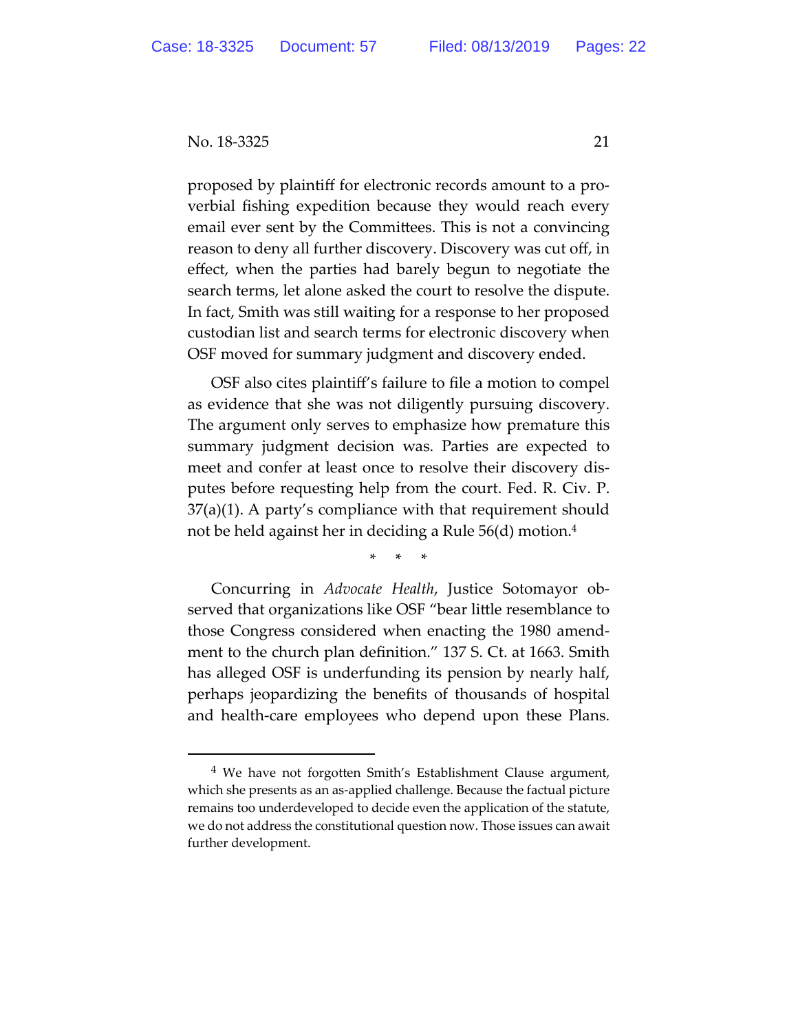proposed by plaintiff for electronic records amount to a proverbial fishing expedition because they would reach every email ever sent by the Committees. This is not a convincing reason to deny all further discovery. Discovery was cut off, in effect, when the parties had barely begun to negotiate the search terms, let alone asked the court to resolve the dispute. In fact, Smith was still waiting for a response to her proposed custodian list and search terms for electronic discovery when OSF moved for summary judgment and discovery ended.

OSF also cites plaintiff's failure to file a motion to compel as evidence that she was not diligently pursuing discovery. The argument only serves to emphasize how premature this summary judgment decision was. Parties are expected to meet and confer at least once to resolve their discovery disputes before requesting help from the court. Fed. R. Civ. P. 37(a)(1). A party's compliance with that requirement should not be held against her in deciding a Rule 56(d) motion.[4]

\* \* \*

Concurring in *Advocate Health*, Justice Sotomayor observed that organizations like OSF "bear little resemblance to those Congress considered when enacting the 1980 amendment to the church plan definition." 137 S. Ct. at 1663. Smith has alleged OSF is underfunding its pension by nearly half, perhaps jeopardizing the benefits of thousands of hospital and health-care employees who depend upon these Plans.

---

[4] We have not forgotten Smith's Establishment Clause argument, which she presents as an as-applied challenge. Because the factual picture remains too underdeveloped to decide even the application of the statute, we do not address the constitutional question now. Those issues can await further development.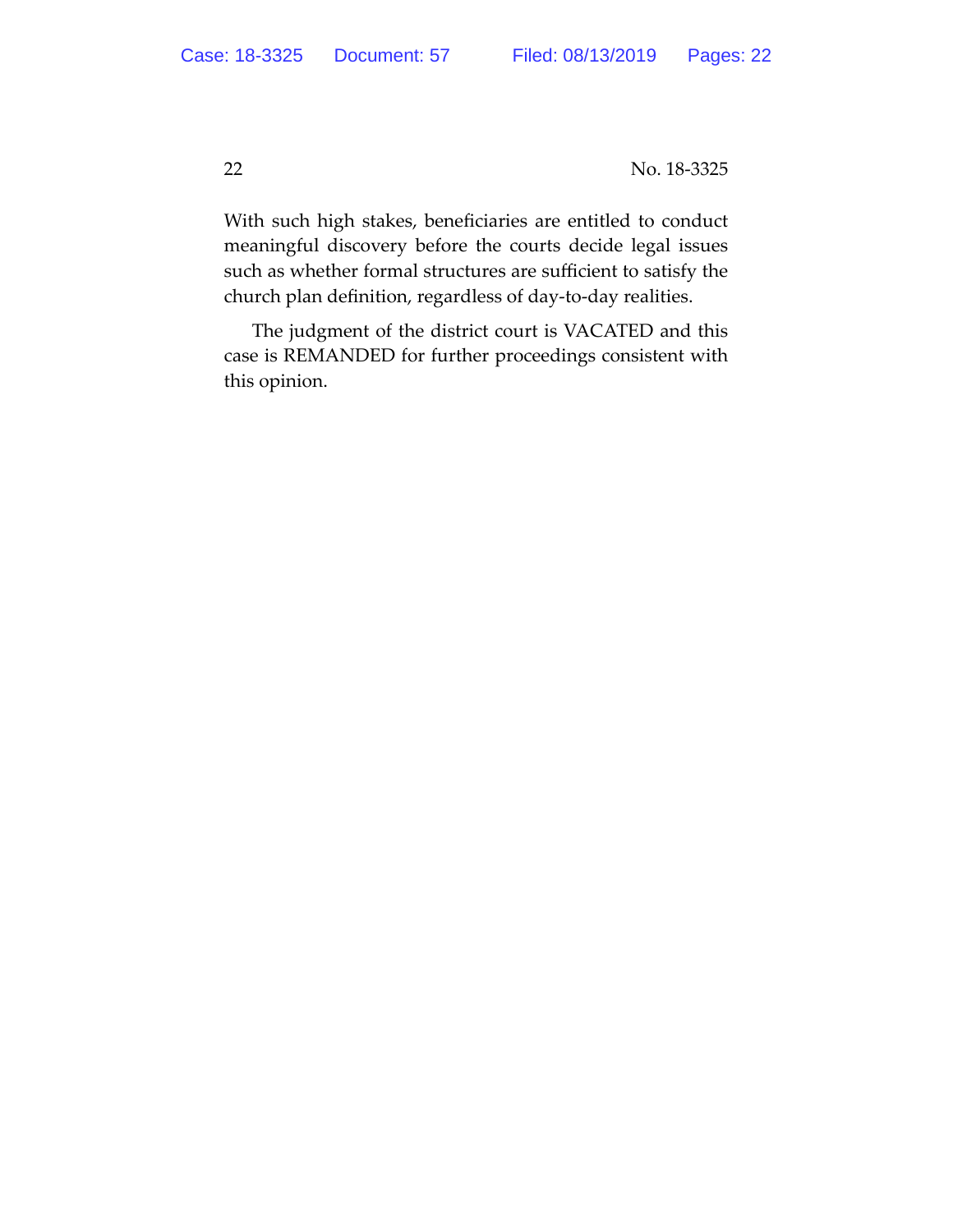With such high stakes, beneficiaries are entitled to conduct meaningful discovery before the courts decide legal issues such as whether formal structures are sufficient to satisfy the church plan definition, regardless of day-to-day realities.

The judgment of the district court is VACATED and this case is REMANDED for further proceedings consistent with this opinion.